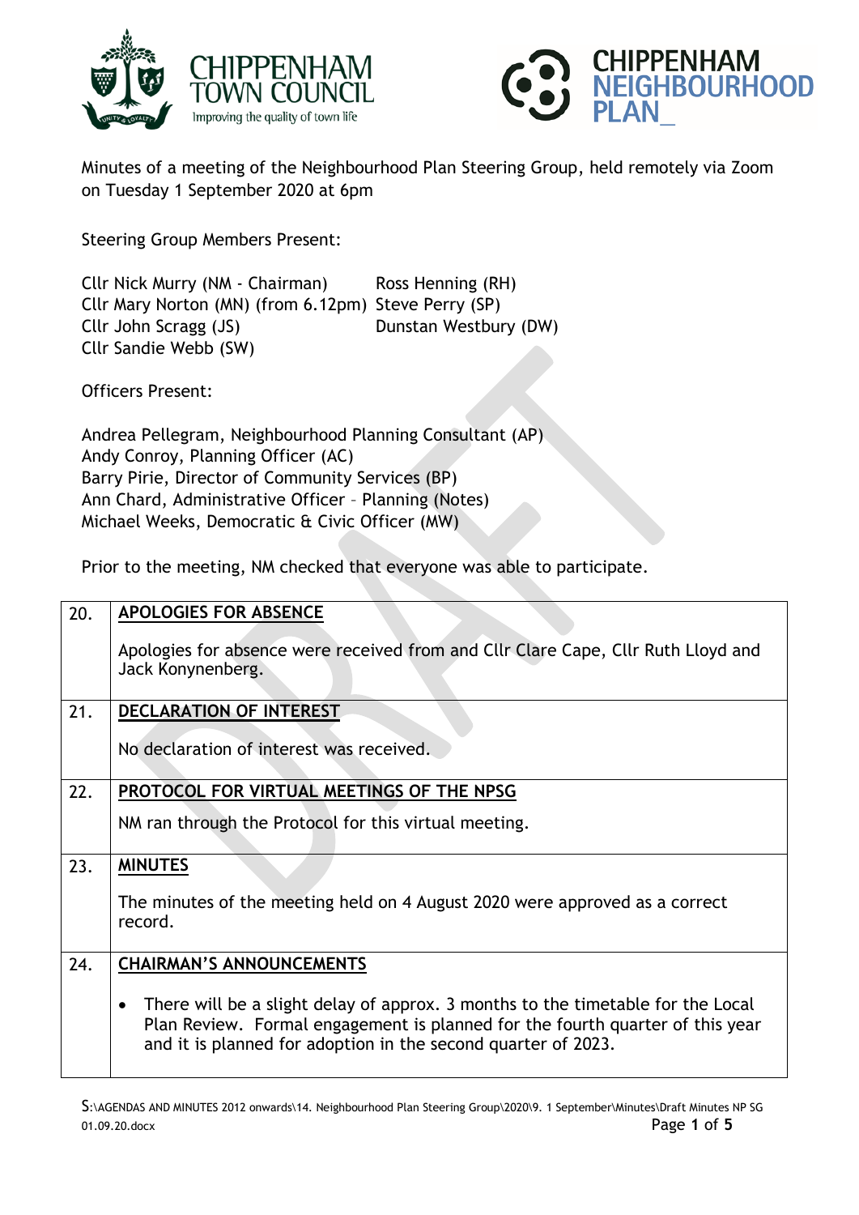CHIPPENHAM TOWN COUNCIL
Improving the quality of town life

CHIPPENHAM NEIGHBOURHOOD PLAN_

Minutes of a meeting of the Neighbourhood Plan Steering Group, held remotely via Zoom on Tuesday 1 September 2020 at 6pm

Steering Group Members Present:

Cllr Nick Murry (NM - Chairman)
Cllr Mary Norton (MN) (from 6.12pm)
Cllr John Scragg (JS)
Cllr Sandie Webb (SW)
Ross Henning (RH)
Steve Perry (SP)
Dunstan Westbury (DW)

Officers Present:

Andrea Pellegram, Neighbourhood Planning Consultant (AP)
Andy Conroy, Planning Officer (AC)
Barry Pirie, Director of Community Services (BP)
Ann Chard, Administrative Officer – Planning (Notes)
Michael Weeks, Democratic & Civic Officer (MW)

Prior to the meeting, NM checked that everyone was able to participate.

| | |
|---|---|
| 20. | **APOLOGIES FOR ABSENCE**<br><br>Apologies for absence were received from and Cllr Clare Cape, Cllr Ruth Lloyd and Jack Konynenberg. |
| 21. | **DECLARATION OF INTEREST**<br><br>No declaration of interest was received. |
| 22. | **PROTOCOL FOR VIRTUAL MEETINGS OF THE NPSG**<br><br>NM ran through the Protocol for this virtual meeting. |
| 23. | **MINUTES**<br><br>The minutes of the meeting held on 4 August 2020 were approved as a correct record. |
| 24. | **CHAIRMAN'S ANNOUNCEMENTS**<br><br>• There will be a slight delay of approx. 3 months to the timetable for the Local Plan Review. Formal engagement is planned for the fourth quarter of this year and it is planned for adoption in the second quarter of 2023. |

S:\AGENDAS AND MINUTES 2012 onwards\14. Neighbourhood Plan Steering Group\2020\9. 1 September\Minutes\Draft Minutes NP SG 01.09.20.docx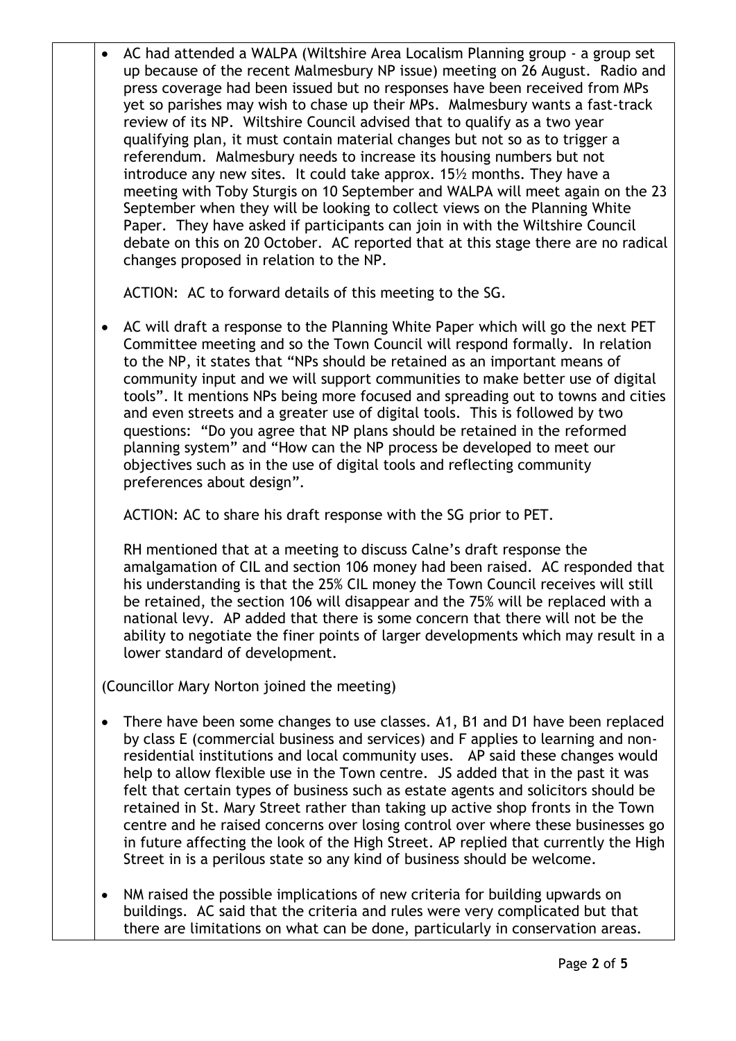- AC had attended a WALPA (Wiltshire Area Localism Planning group - a group set up because of the recent Malmesbury NP issue) meeting on 26 August. Radio and press coverage had been issued but no responses have been received from MPs yet so parishes may wish to chase up their MPs. Malmesbury wants a fast-track review of its NP. Wiltshire Council advised that to qualify as a two year qualifying plan, it must contain material changes but not so as to trigger a referendum. Malmesbury needs to increase its housing numbers but not introduce any new sites. It could take approx. 15½ months. They have a meeting with Toby Sturgis on 10 September and WALPA will meet again on the 23 September when they will be looking to collect views on the Planning White Paper. They have asked if participants can join in with the Wiltshire Council debate on this on 20 October. AC reported that at this stage there are no radical changes proposed in relation to the NP.

  ACTION: AC to forward details of this meeting to the SG.

- AC will draft a response to the Planning White Paper which will go the next PET Committee meeting and so the Town Council will respond formally. In relation to the NP, it states that "NPs should be retained as an important means of community input and we will support communities to make better use of digital tools". It mentions NPs being more focused and spreading out to towns and cities and even streets and a greater use of digital tools. This is followed by two questions: "Do you agree that NP plans should be retained in the reformed planning system" and "How can the NP process be developed to meet our objectives such as in the use of digital tools and reflecting community preferences about design".

  ACTION: AC to share his draft response with the SG prior to PET.

  RH mentioned that at a meeting to discuss Calne's draft response the amalgamation of CIL and section 106 money had been raised. AC responded that his understanding is that the 25% CIL money the Town Council receives will still be retained, the section 106 will disappear and the 75% will be replaced with a national levy. AP added that there is some concern that there will not be the ability to negotiate the finer points of larger developments which may result in a lower standard of development.

(Councillor Mary Norton joined the meeting)

- There have been some changes to use classes. A1, B1 and D1 have been replaced by class E (commercial business and services) and F applies to learning and non-residential institutions and local community uses. AP said these changes would help to allow flexible use in the Town centre. JS added that in the past it was felt that certain types of business such as estate agents and solicitors should be retained in St. Mary Street rather than taking up active shop fronts in the Town centre and he raised concerns over losing control over where these businesses go in future affecting the look of the High Street. AP replied that currently the High Street in is a perilous state so any kind of business should be welcome.

- NM raised the possible implications of new criteria for building upwards on buildings. AC said that the criteria and rules were very complicated but that there are limitations on what can be done, particularly in conservation areas.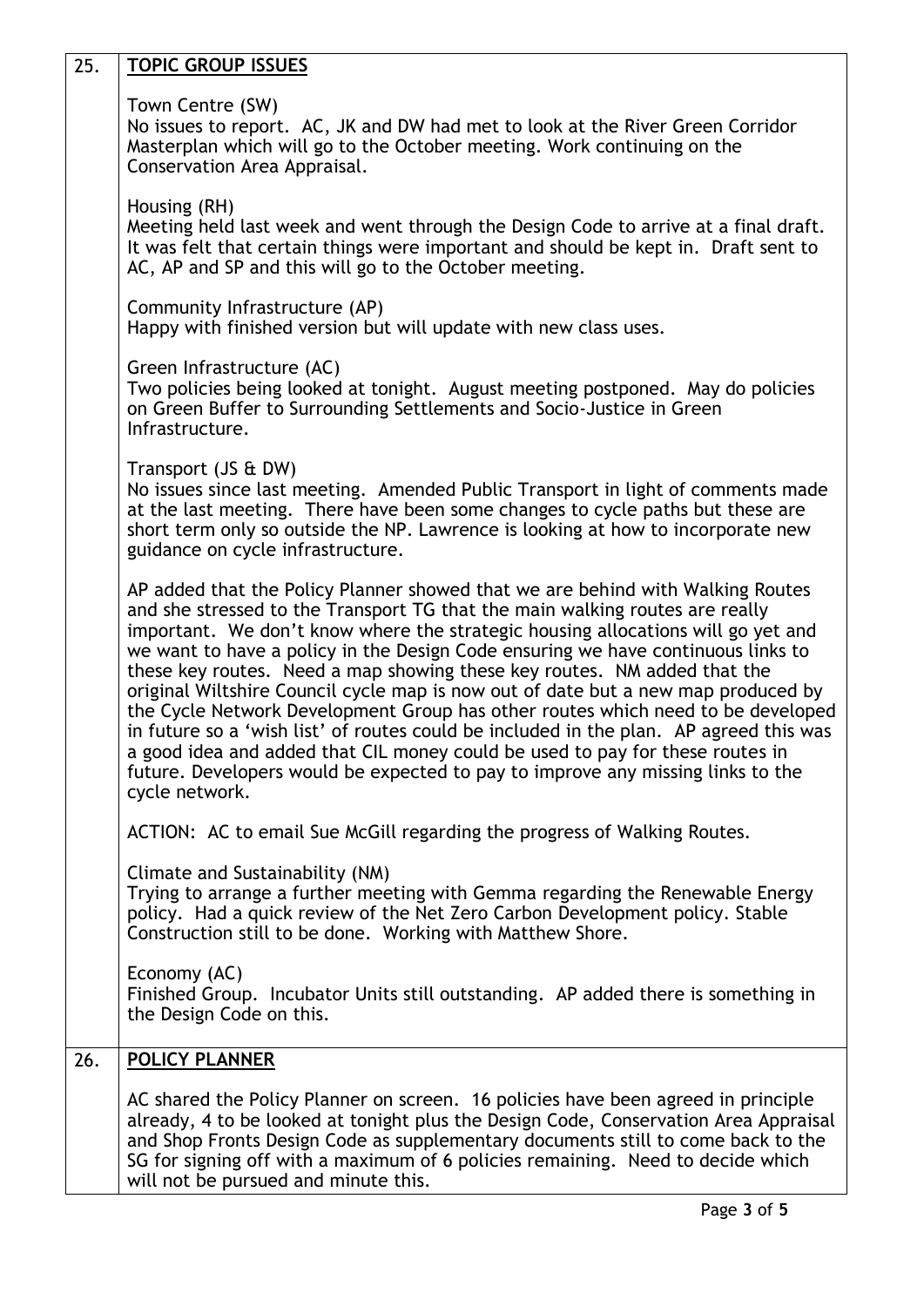| 25. | **TOPIC GROUP ISSUES** |
|---|---|

## 25. TOPIC GROUP ISSUES

Town Centre (SW)
No issues to report. AC, JK and DW had met to look at the River Green Corridor Masterplan which will go to the October meeting. Work continuing on the Conservation Area Appraisal.

Housing (RH)
Meeting held last week and went through the Design Code to arrive at a final draft. It was felt that certain things were important and should be kept in. Draft sent to AC, AP and SP and this will go to the October meeting.

Community Infrastructure (AP)
Happy with finished version but will update with new class uses.

Green Infrastructure (AC)
Two policies being looked at tonight. August meeting postponed. May do policies on Green Buffer to Surrounding Settlements and Socio-Justice in Green Infrastructure.

Transport (JS & DW)
No issues since last meeting. Amended Public Transport in light of comments made at the last meeting. There have been some changes to cycle paths but these are short term only so outside the NP. Lawrence is looking at how to incorporate new guidance on cycle infrastructure.

AP added that the Policy Planner showed that we are behind with Walking Routes and she stressed to the Transport TG that the main walking routes are really important. We don't know where the strategic housing allocations will go yet and we want to have a policy in the Design Code ensuring we have continuous links to these key routes. Need a map showing these key routes. NM added that the original Wiltshire Council cycle map is now out of date but a new map produced by the Cycle Network Development Group has other routes which need to be developed in future so a 'wish list' of routes could be included in the plan. AP agreed this was a good idea and added that CIL money could be used to pay for these routes in future. Developers would be expected to pay to improve any missing links to the cycle network.

ACTION: AC to email Sue McGill regarding the progress of Walking Routes.

Climate and Sustainability (NM)
Trying to arrange a further meeting with Gemma regarding the Renewable Energy policy. Had a quick review of the Net Zero Carbon Development policy. Stable Construction still to be done. Working with Matthew Shore.

Economy (AC)
Finished Group. Incubator Units still outstanding. AP added there is something in the Design Code on this.

## 26. POLICY PLANNER

AC shared the Policy Planner on screen. 16 policies have been agreed in principle already, 4 to be looked at tonight plus the Design Code, Conservation Area Appraisal and Shop Fronts Design Code as supplementary documents still to come back to the SG for signing off with a maximum of 6 policies remaining. Need to decide which will not be pursued and minute this.

## 25. TOPIC GROUP ISSUES

Town Centre (SW)
No issues to report. AC, JK and DW had met to look at the River Green Corridor Masterplan which will go to the October meeting. Work continuing on the Conservation Area Appraisal.

Housing (RH)
Meeting held last week and went through the Design Code to arrive at a final draft. It was felt that certain things were important and should be kept in. Draft sent to AC, AP and SP and this will go to the October meeting.

Community Infrastructure (AP)
Happy with finished version but will update with new class uses.

Green Infrastructure (AC)
Two policies being looked at tonight. August meeting postponed. May do policies on Green Buffer to Surrounding Settlements and Socio-Justice in Green Infrastructure.

Transport (JS & DW)
No issues since last meeting. Amended Public Transport in light of comments made at the last meeting. There have been some changes to cycle paths but these are short term only so outside the NP. Lawrence is looking at how to incorporate new guidance on cycle infrastructure.

AP added that the Policy Planner showed that we are behind with Walking Routes and she stressed to the Transport TG that the main walking routes are really important. We don't know where the strategic housing allocations will go yet and we want to have a policy in the Design Code ensuring we have continuous links to these key routes. Need a map showing these key routes. NM added that the original Wiltshire Council cycle map is now out of date but a new map produced by the Cycle Network Development Group has other routes which need to be developed in future so a 'wish list' of routes could be included in the plan. AP agreed this was a good idea and added that CIL money could be used to pay for these routes in future. Developers would be expected to pay to improve any missing links to the cycle network.

ACTION: AC to email Sue McGill regarding the progress of Walking Routes.

Climate and Sustainability (NM)
Trying to arrange a further meeting with Gemma regarding the Renewable Energy policy. Had a quick review of the Net Zero Carbon Development policy. Stable Construction still to be done. Working with Matthew Shore.

Economy (AC)
Finished Group. Incubator Units still outstanding. AP added there is something in the Design Code on this.

## 26. POLICY PLANNER

AC shared the Policy Planner on screen. 16 policies have been agreed in principle already, 4 to be looked at tonight plus the Design Code, Conservation Area Appraisal and Shop Fronts Design Code as supplementary documents still to come back to the SG for signing off with a maximum of 6 policies remaining. Need to decide which will not be pursued and minute this.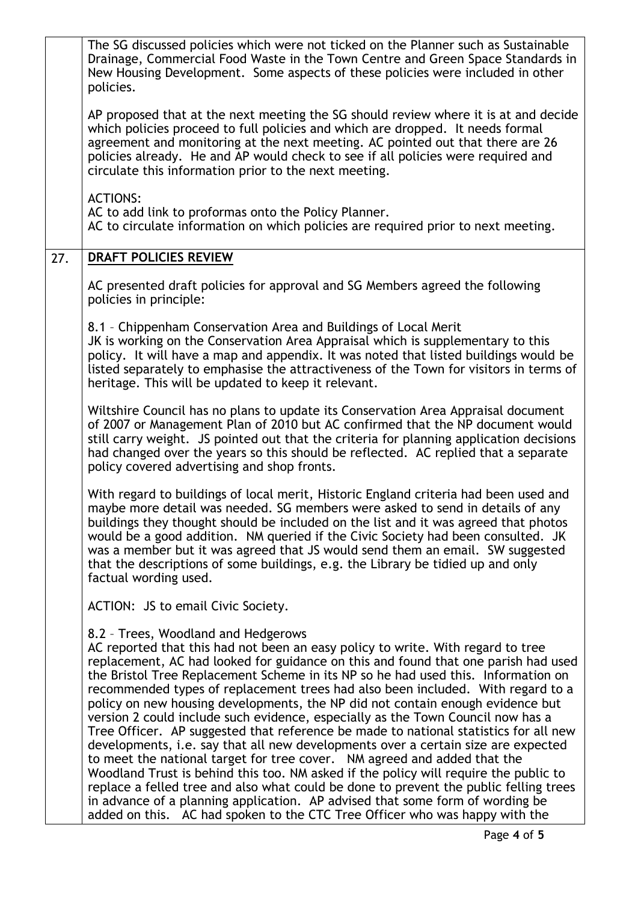The SG discussed policies which were not ticked on the Planner such as Sustainable Drainage, Commercial Food Waste in the Town Centre and Green Space Standards in New Housing Development. Some aspects of these policies were included in other policies.

AP proposed that at the next meeting the SG should review where it is at and decide which policies proceed to full policies and which are dropped. It needs formal agreement and monitoring at the next meeting. AC pointed out that there are 26 policies already. He and AP would check to see if all policies were required and circulate this information prior to the next meeting.

ACTIONS:
AC to add link to proformas onto the Policy Planner.
AC to circulate information on which policies are required prior to next meeting.

## 27. DRAFT POLICIES REVIEW

AC presented draft policies for approval and SG Members agreed the following policies in principle:

8.1 – Chippenham Conservation Area and Buildings of Local Merit
JK is working on the Conservation Area Appraisal which is supplementary to this policy. It will have a map and appendix. It was noted that listed buildings would be listed separately to emphasise the attractiveness of the Town for visitors in terms of heritage. This will be updated to keep it relevant.

Wiltshire Council has no plans to update its Conservation Area Appraisal document of 2007 or Management Plan of 2010 but AC confirmed that the NP document would still carry weight. JS pointed out that the criteria for planning application decisions had changed over the years so this should be reflected. AC replied that a separate policy covered advertising and shop fronts.

With regard to buildings of local merit, Historic England criteria had been used and maybe more detail was needed. SG members were asked to send in details of any buildings they thought should be included on the list and it was agreed that photos would be a good addition. NM queried if the Civic Society had been consulted. JK was a member but it was agreed that JS would send them an email. SW suggested that the descriptions of some buildings, e.g. the Library be tidied up and only factual wording used.

ACTION: JS to email Civic Society.

8.2 – Trees, Woodland and Hedgerows
AC reported that this had not been an easy policy to write. With regard to tree replacement, AC had looked for guidance on this and found that one parish had used the Bristol Tree Replacement Scheme in its NP so he had used this. Information on recommended types of replacement trees had also been included. With regard to a policy on new housing developments, the NP did not contain enough evidence but version 2 could include such evidence, especially as the Town Council now has a Tree Officer. AP suggested that reference be made to national statistics for all new developments, i.e. say that all new developments over a certain size are expected to meet the national target for tree cover. NM agreed and added that the Woodland Trust is behind this too. NM asked if the policy will require the public to replace a felled tree and also what could be done to prevent the public felling trees in advance of a planning application. AP advised that some form of wording be added on this. AC had spoken to the CTC Tree Officer who was happy with the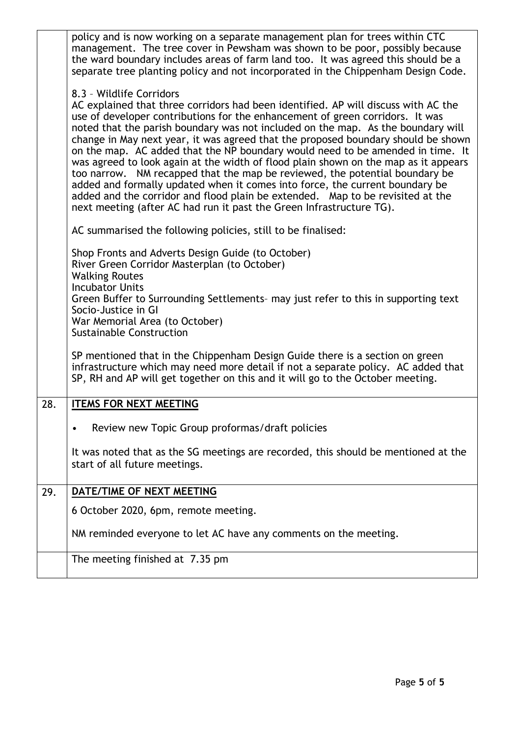| | |
|---|---|
| | policy and is now working on a separate management plan for trees within CTC management. The tree cover in Pewsham was shown to be poor, possibly because the ward boundary includes areas of farm land too. It was agreed this should be a separate tree planting policy and not incorporated in the Chippenham Design Code.<br><br>8.3 – Wildlife Corridors<br>AC explained that three corridors had been identified. AP will discuss with AC the use of developer contributions for the enhancement of green corridors. It was noted that the parish boundary was not included on the map. As the boundary will change in May next year, it was agreed that the proposed boundary should be shown on the map. AC added that the NP boundary would need to be amended in time. It was agreed to look again at the width of flood plain shown on the map as it appears too narrow. NM recapped that the map be reviewed, the potential boundary be added and formally updated when it comes into force, the current boundary be added and the corridor and flood plain be extended. Map to be revisited at the next meeting (after AC had run it past the Green Infrastructure TG).<br><br>AC summarised the following policies, still to be finalised:<br><br>Shop Fronts and Adverts Design Guide (to October)<br>River Green Corridor Masterplan (to October)<br>Walking Routes<br>Incubator Units<br>Green Buffer to Surrounding Settlements– may just refer to this in supporting text<br>Socio-Justice in GI<br>War Memorial Area (to October)<br>Sustainable Construction<br><br>SP mentioned that in the Chippenham Design Guide there is a section on green infrastructure which may need more detail if not a separate policy. AC added that SP, RH and AP will get together on this and it will go to the October meeting. |
| 28. | **ITEMS FOR NEXT MEETING**<br><br>• Review new Topic Group proformas/draft policies<br><br>It was noted that as the SG meetings are recorded, this should be mentioned at the start of all future meetings. |
| 29. | **DATE/TIME OF NEXT MEETING**<br><br>6 October 2020, 6pm, remote meeting.<br><br>NM reminded everyone to let AC have any comments on the meeting. |
| | The meeting finished at 7.35 pm |